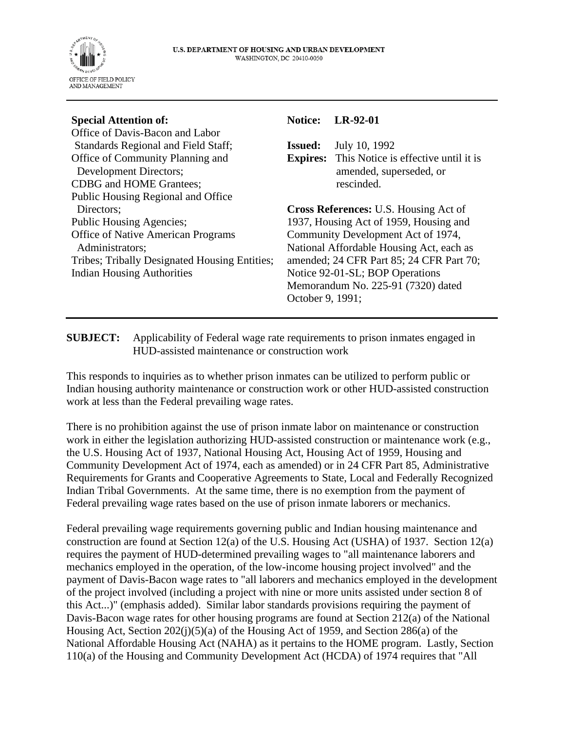U.S. DEPARTMENT OF HOUSING AND URBAN DEVELOPMENT
WASHINGTON, DC 20410-0050

OFFICE OF FIELD POLICY AND MANAGEMENT

---

**Special Attention of:**
Office of Davis-Bacon and Labor Standards Regional and Field Staff;
Office of Community Planning and Development Directors;
CDBG and HOME Grantees;
Public Housing Regional and Office Directors;
Public Housing Agencies;
Office of Native American Programs Administrators;
Tribes; Tribally Designated Housing Entities;
Indian Housing Authorities

**Notice:** **LR-92-01**

**Issued:** July 10, 1992
**Expires:** This Notice is effective until it is amended, superseded, or rescinded.

**Cross References:** U.S. Housing Act of 1937, Housing Act of 1959, Housing and Community Development Act of 1974, National Affordable Housing Act, each as amended; 24 CFR Part 85; 24 CFR Part 70; Notice 92-01-SL; BOP Operations Memorandum No. 225-91 (7320) dated October 9, 1991;

---

**SUBJECT:** Applicability of Federal wage rate requirements to prison inmates engaged in HUD-assisted maintenance or construction work

This responds to inquiries as to whether prison inmates can be utilized to perform public or Indian housing authority maintenance or construction work or other HUD-assisted construction work at less than the Federal prevailing wage rates.

There is no prohibition against the use of prison inmate labor on maintenance or construction work in either the legislation authorizing HUD-assisted construction or maintenance work (e.g., the U.S. Housing Act of 1937, National Housing Act, Housing Act of 1959, Housing and Community Development Act of 1974, each as amended) or in 24 CFR Part 85, Administrative Requirements for Grants and Cooperative Agreements to State, Local and Federally Recognized Indian Tribal Governments. At the same time, there is no exemption from the payment of Federal prevailing wage rates based on the use of prison inmate laborers or mechanics.

Federal prevailing wage requirements governing public and Indian housing maintenance and construction are found at Section 12(a) of the U.S. Housing Act (USHA) of 1937. Section 12(a) requires the payment of HUD-determined prevailing wages to "all maintenance laborers and mechanics employed in the operation, of the low-income housing project involved" and the payment of Davis-Bacon wage rates to "all laborers and mechanics employed in the development of the project involved (including a project with nine or more units assisted under section 8 of this Act...)" (emphasis added). Similar labor standards provisions requiring the payment of Davis-Bacon wage rates for other housing programs are found at Section 212(a) of the National Housing Act, Section 202(j)(5)(a) of the Housing Act of 1959, and Section 286(a) of the National Affordable Housing Act (NAHA) as it pertains to the HOME program. Lastly, Section 110(a) of the Housing and Community Development Act (HCDA) of 1974 requires that "All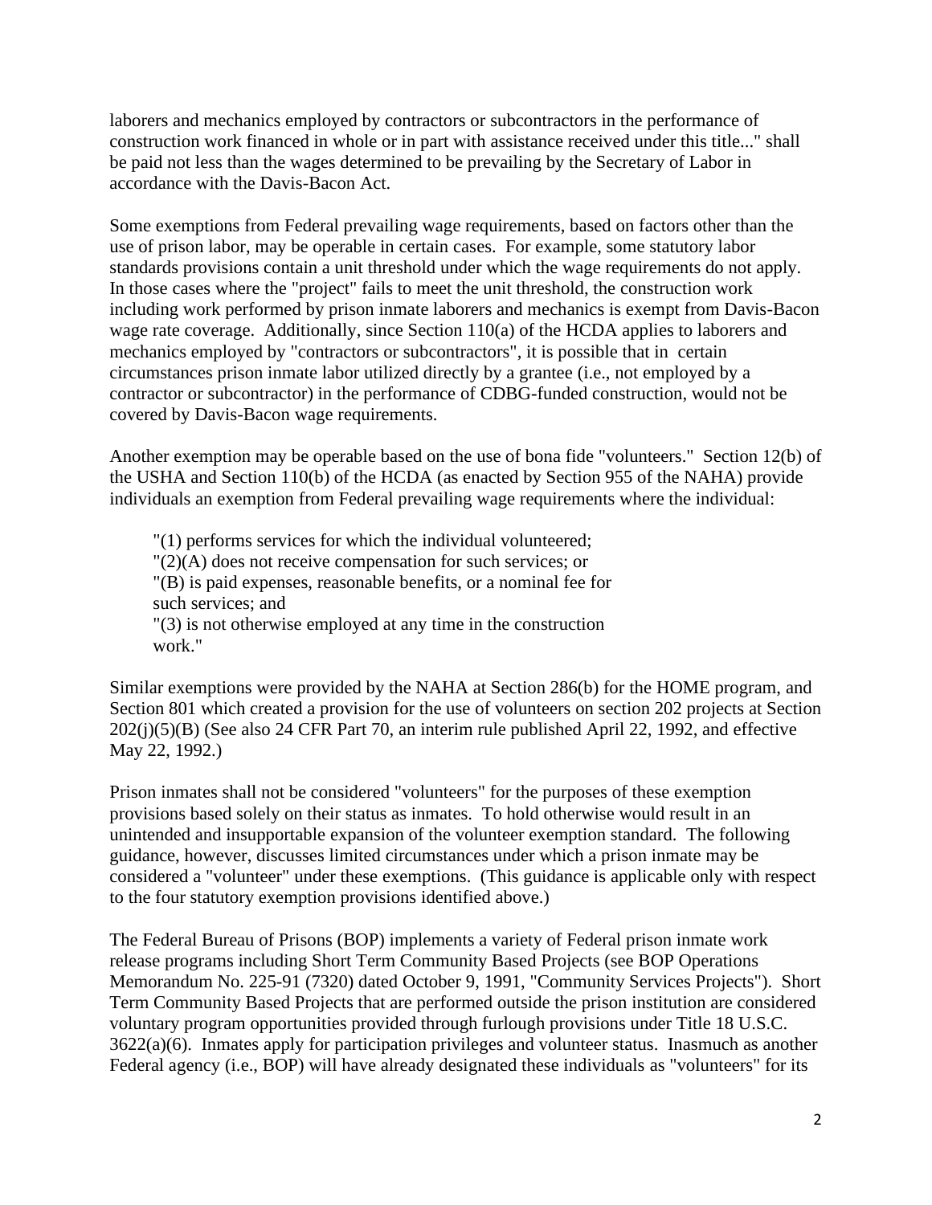laborers and mechanics employed by contractors or subcontractors in the performance of construction work financed in whole or in part with assistance received under this title..." shall be paid not less than the wages determined to be prevailing by the Secretary of Labor in accordance with the Davis-Bacon Act.

Some exemptions from Federal prevailing wage requirements, based on factors other than the use of prison labor, may be operable in certain cases. For example, some statutory labor standards provisions contain a unit threshold under which the wage requirements do not apply. In those cases where the "project" fails to meet the unit threshold, the construction work including work performed by prison inmate laborers and mechanics is exempt from Davis-Bacon wage rate coverage. Additionally, since Section 110(a) of the HCDA applies to laborers and mechanics employed by "contractors or subcontractors", it is possible that in certain circumstances prison inmate labor utilized directly by a grantee (i.e., not employed by a contractor or subcontractor) in the performance of CDBG-funded construction, would not be covered by Davis-Bacon wage requirements.

Another exemption may be operable based on the use of bona fide "volunteers." Section 12(b) of the USHA and Section 110(b) of the HCDA (as enacted by Section 955 of the NAHA) provide individuals an exemption from Federal prevailing wage requirements where the individual:

> "(1) performs services for which the individual volunteered;
> "(2)(A) does not receive compensation for such services; or
> "(B) is paid expenses, reasonable benefits, or a nominal fee for such services; and
> "(3) is not otherwise employed at any time in the construction work."

Similar exemptions were provided by the NAHA at Section 286(b) for the HOME program, and Section 801 which created a provision for the use of volunteers on section 202 projects at Section 202(j)(5)(B) (See also 24 CFR Part 70, an interim rule published April 22, 1992, and effective May 22, 1992.)

Prison inmates shall not be considered "volunteers" for the purposes of these exemption provisions based solely on their status as inmates. To hold otherwise would result in an unintended and insupportable expansion of the volunteer exemption standard. The following guidance, however, discusses limited circumstances under which a prison inmate may be considered a "volunteer" under these exemptions. (This guidance is applicable only with respect to the four statutory exemption provisions identified above.)

The Federal Bureau of Prisons (BOP) implements a variety of Federal prison inmate work release programs including Short Term Community Based Projects (see BOP Operations Memorandum No. 225-91 (7320) dated October 9, 1991, "Community Services Projects"). Short Term Community Based Projects that are performed outside the prison institution are considered voluntary program opportunities provided through furlough provisions under Title 18 U.S.C. 3622(a)(6). Inmates apply for participation privileges and volunteer status. Inasmuch as another Federal agency (i.e., BOP) will have already designated these individuals as "volunteers" for its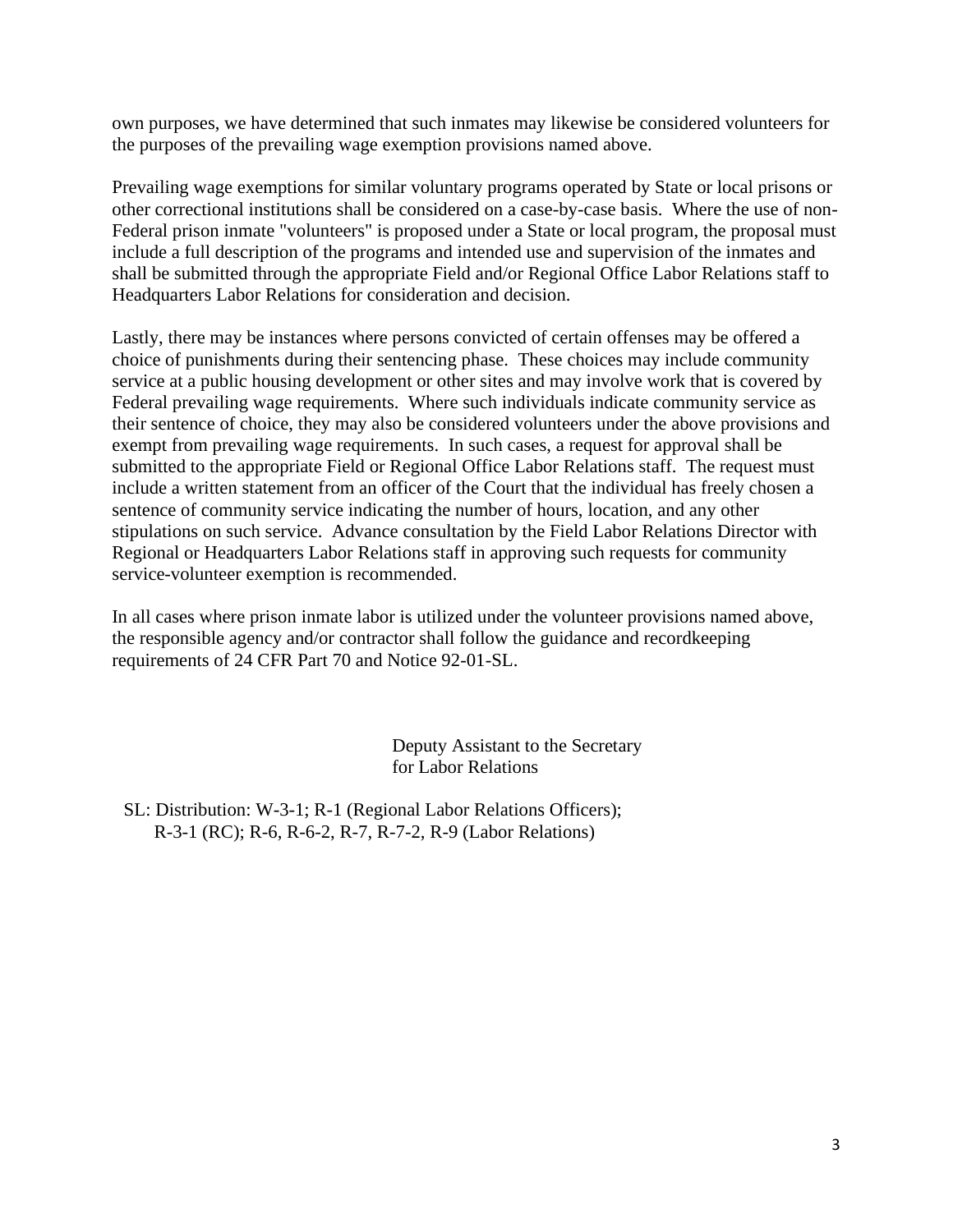own purposes, we have determined that such inmates may likewise be considered volunteers for the purposes of the prevailing wage exemption provisions named above.

Prevailing wage exemptions for similar voluntary programs operated by State or local prisons or other correctional institutions shall be considered on a case-by-case basis. Where the use of non-Federal prison inmate "volunteers" is proposed under a State or local program, the proposal must include a full description of the programs and intended use and supervision of the inmates and shall be submitted through the appropriate Field and/or Regional Office Labor Relations staff to Headquarters Labor Relations for consideration and decision.

Lastly, there may be instances where persons convicted of certain offenses may be offered a choice of punishments during their sentencing phase. These choices may include community service at a public housing development or other sites and may involve work that is covered by Federal prevailing wage requirements. Where such individuals indicate community service as their sentence of choice, they may also be considered volunteers under the above provisions and exempt from prevailing wage requirements. In such cases, a request for approval shall be submitted to the appropriate Field or Regional Office Labor Relations staff. The request must include a written statement from an officer of the Court that the individual has freely chosen a sentence of community service indicating the number of hours, location, and any other stipulations on such service. Advance consultation by the Field Labor Relations Director with Regional or Headquarters Labor Relations staff in approving such requests for community service-volunteer exemption is recommended.

In all cases where prison inmate labor is utilized under the volunteer provisions named above, the responsible agency and/or contractor shall follow the guidance and recordkeeping requirements of 24 CFR Part 70 and Notice 92-01-SL.

Deputy Assistant to the Secretary
for Labor Relations

SL: Distribution: W-3-1; R-1 (Regional Labor Relations Officers);
R-3-1 (RC); R-6, R-6-2, R-7, R-7-2, R-9 (Labor Relations)